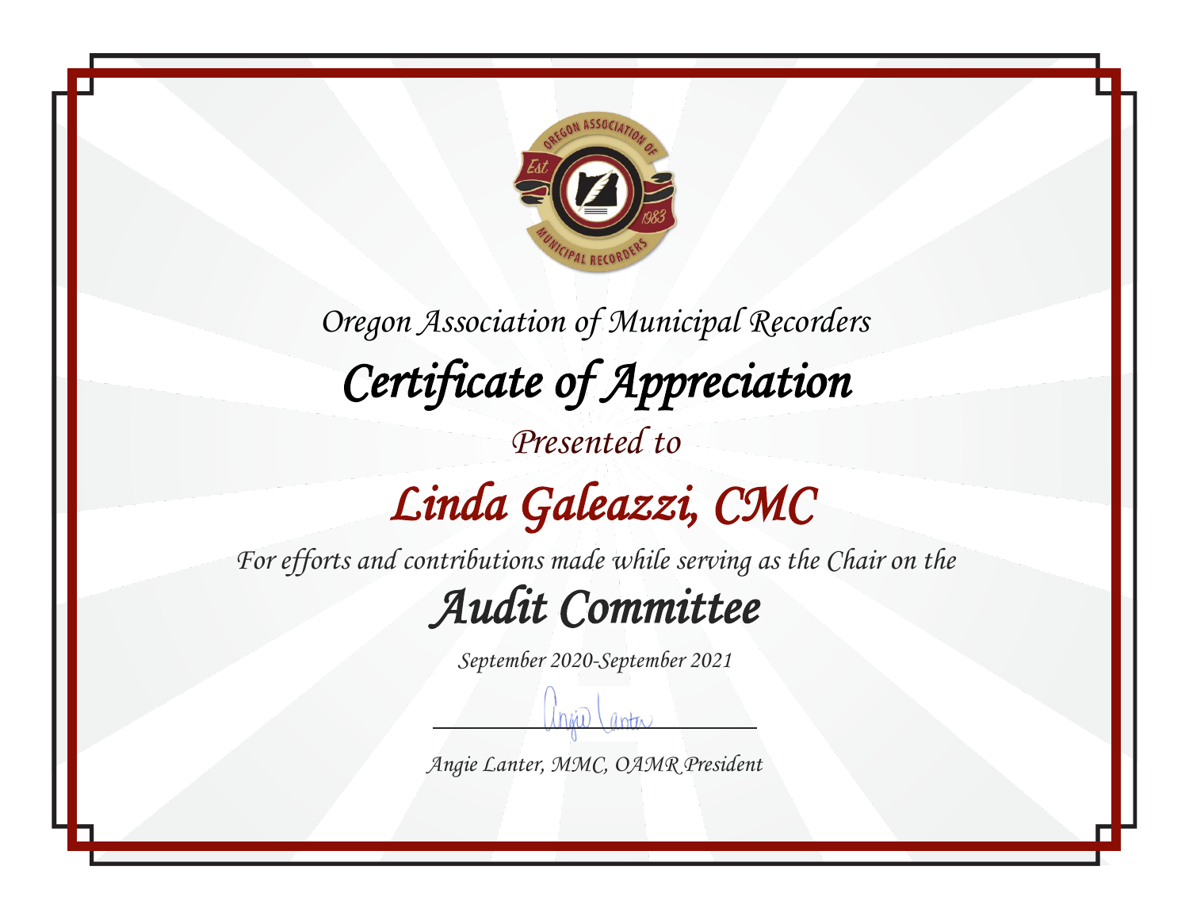Oregon Association of Municipal Recorders

# Certificate of Appreciation

*Presented to*

## Linda Galeazzi, CMC

*For efforts and contributions made while serving as the Chair on the*

## Audit Committee

*September 2020-September 2021*

*Angie Lanter, MMC, OAMR President*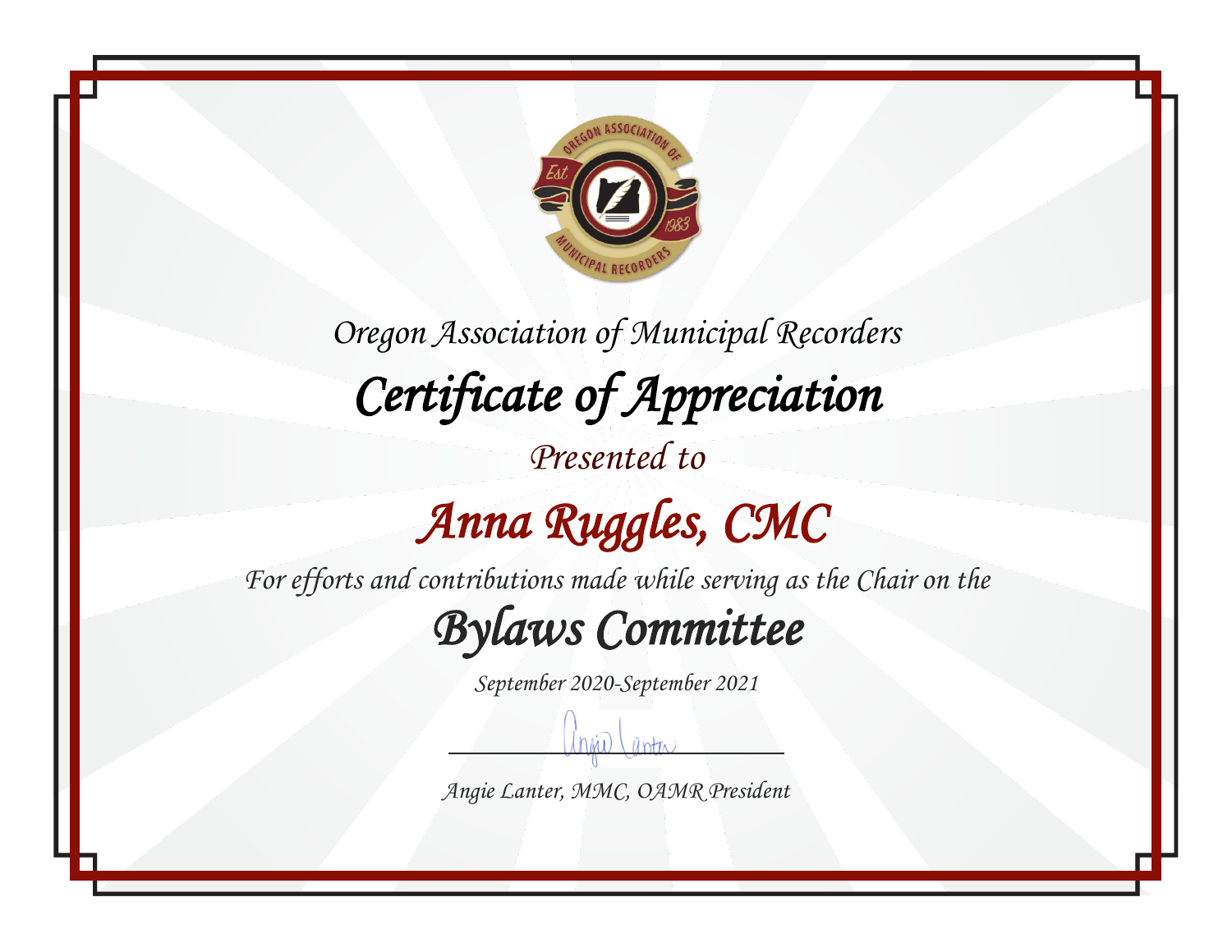Oregon Association of Municipal Recorders

# Certificate of Appreciation

Presented to

## Anna Ruggles, CMC

For efforts and contributions made while serving as the Chair on the

## Bylaws Committee

September 2020-September 2021

Angie Lanter, MMC, OAMR President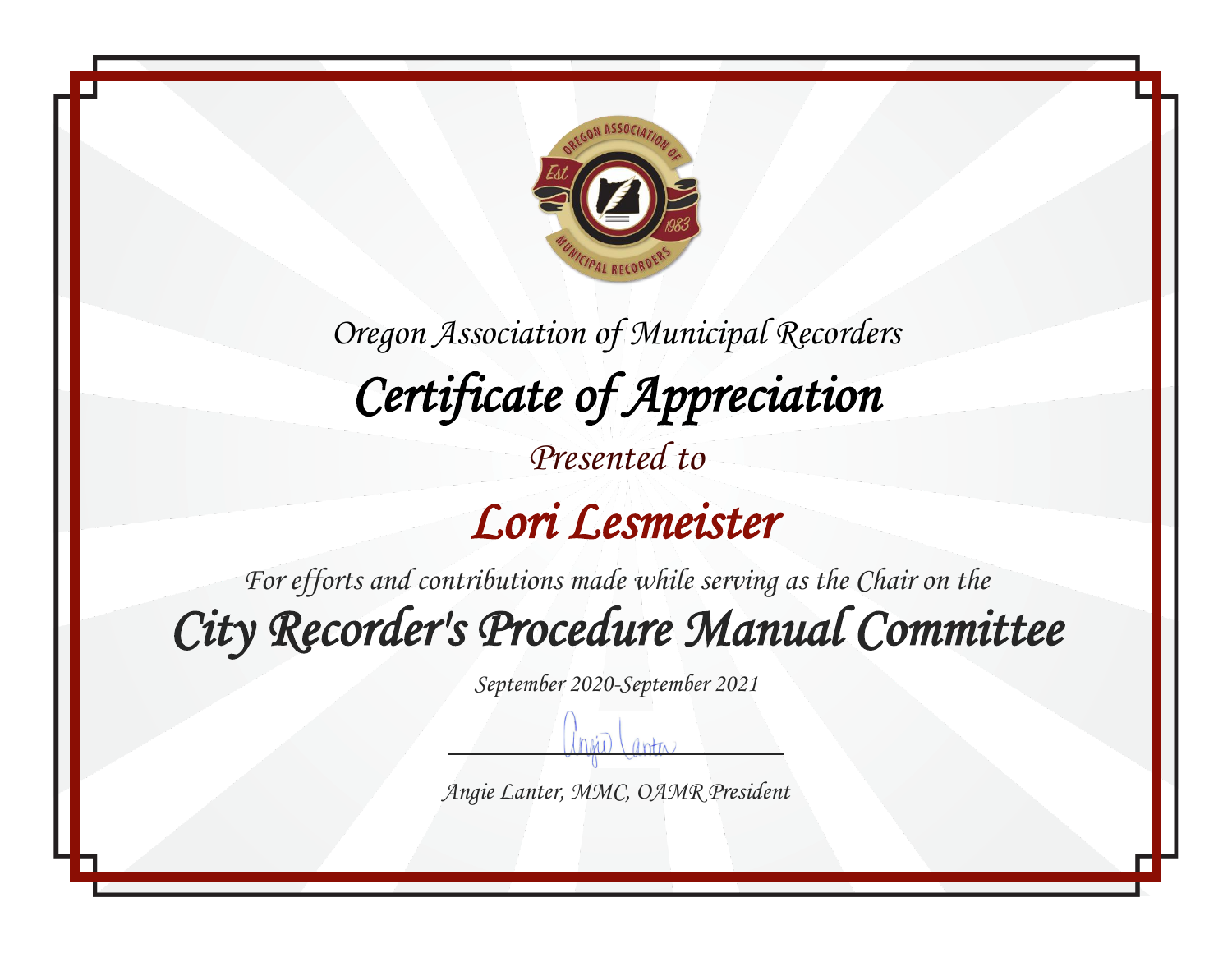Oregon Association of Municipal Recorders

# Certificate of Appreciation

Presented to

## Lori Lesmeister

For efforts and contributions made while serving as the Chair on the

## City Recorder's Procedure Manual Committee

September 2020-September 2021

Angie Lanter, MMC, OAMR President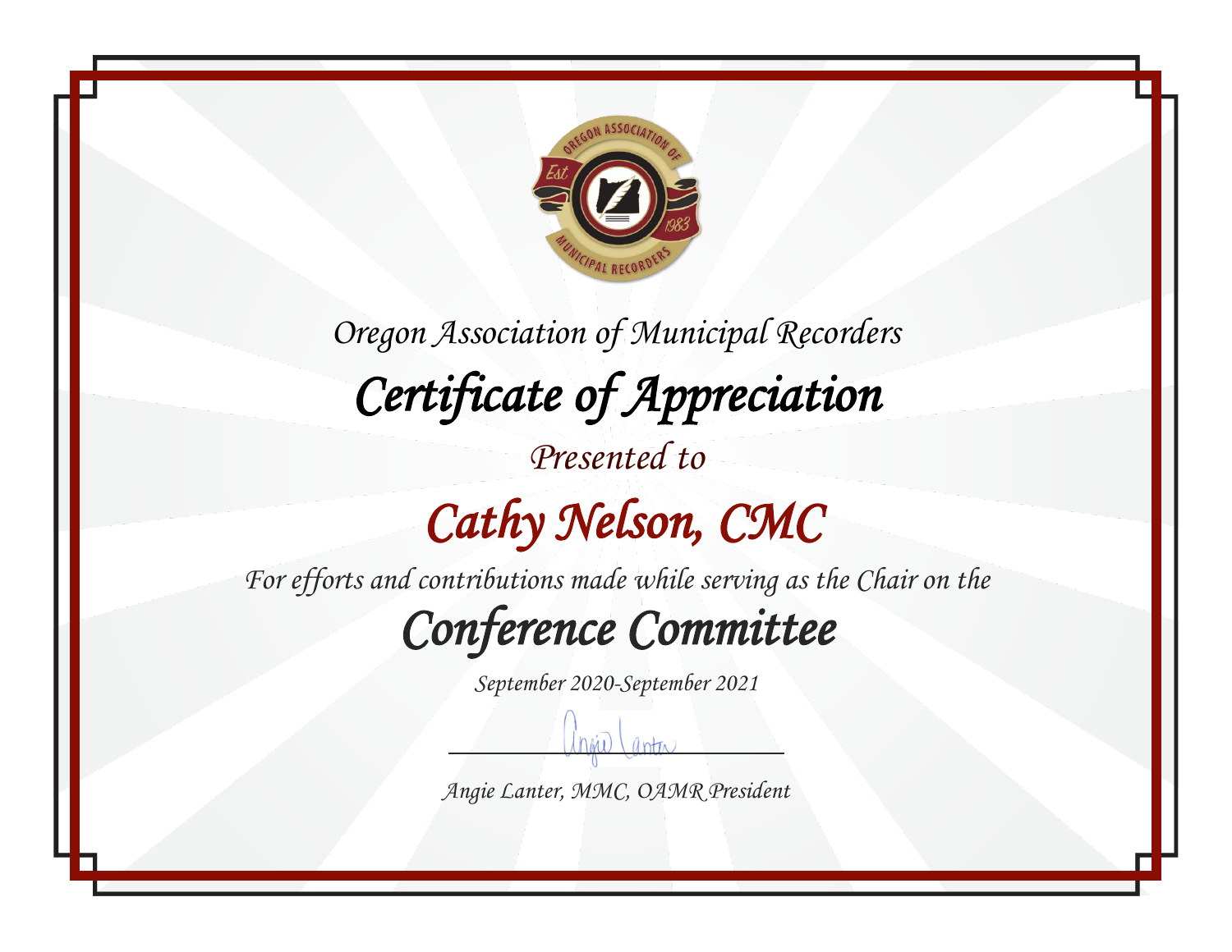Oregon Association of Municipal Recorders

# Certificate of Appreciation

Presented to

## Cathy Nelson, CMC

For efforts and contributions made while serving as the Chair on the

## Conference Committee

September 2020-September 2021

Angie Lanter, MMC, OAMR President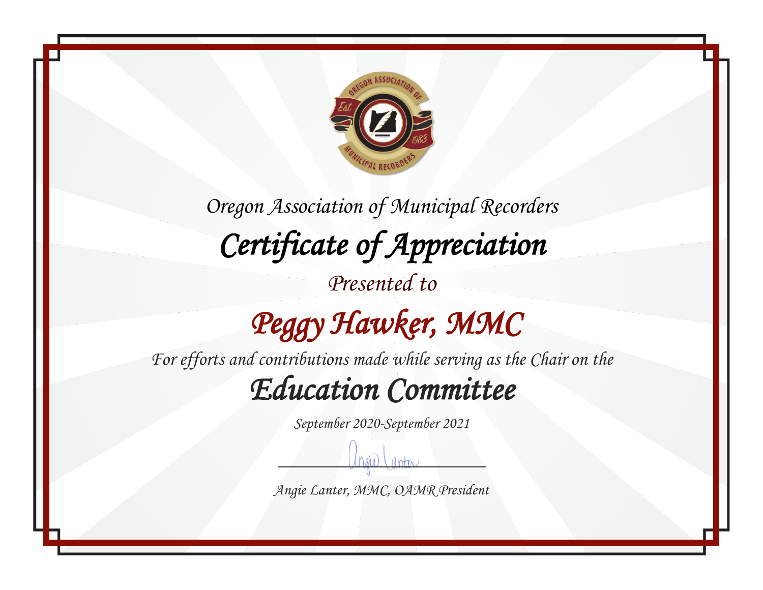*Oregon Association of Municipal Recorders*

# *Certificate of Appreciation*

*Presented to*

## *Peggy Hawker, MMC*

*For efforts and contributions made while serving as the Chair on the*

## *Education Committee*

*September 2020-September 2021*

*Angie Lanter, MMC, OAMR President*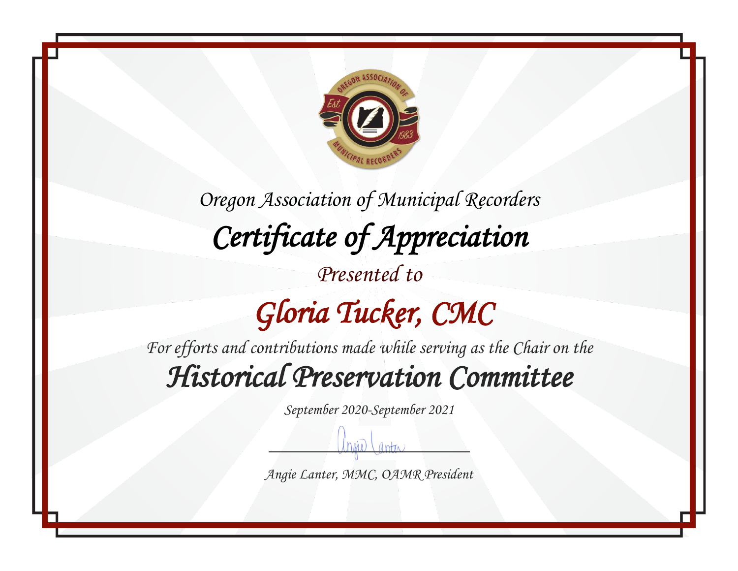Oregon Association of Municipal Recorders

# Certificate of Appreciation

Presented to

## Gloria Tucker, CMC

For efforts and contributions made while serving as the Chair on the

## Historical Preservation Committee

September 2020-September 2021

Angie Lanter, MMC, OAMR President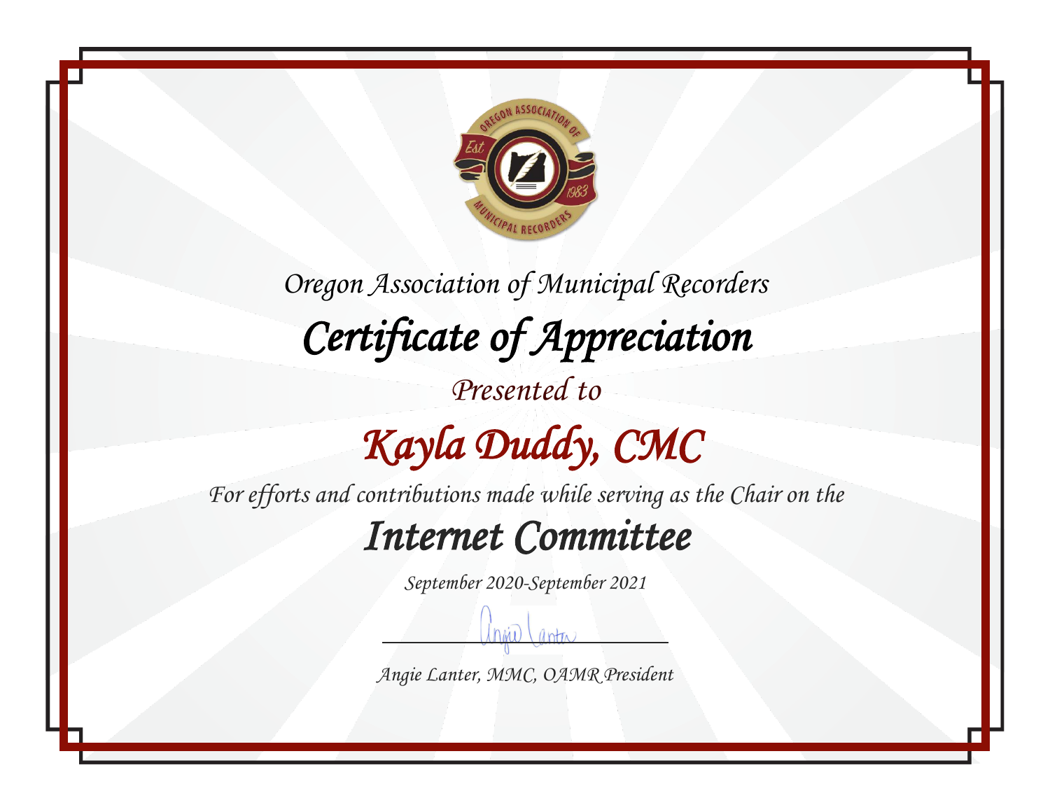Oregon Association of Municipal Recorders

# Certificate of Appreciation

Presented to

## Kayla Duddy, CMC

For efforts and contributions made while serving as the Chair on the

## Internet Committee

September 2020-September 2021

Angie Lanter, MMC, OAMR President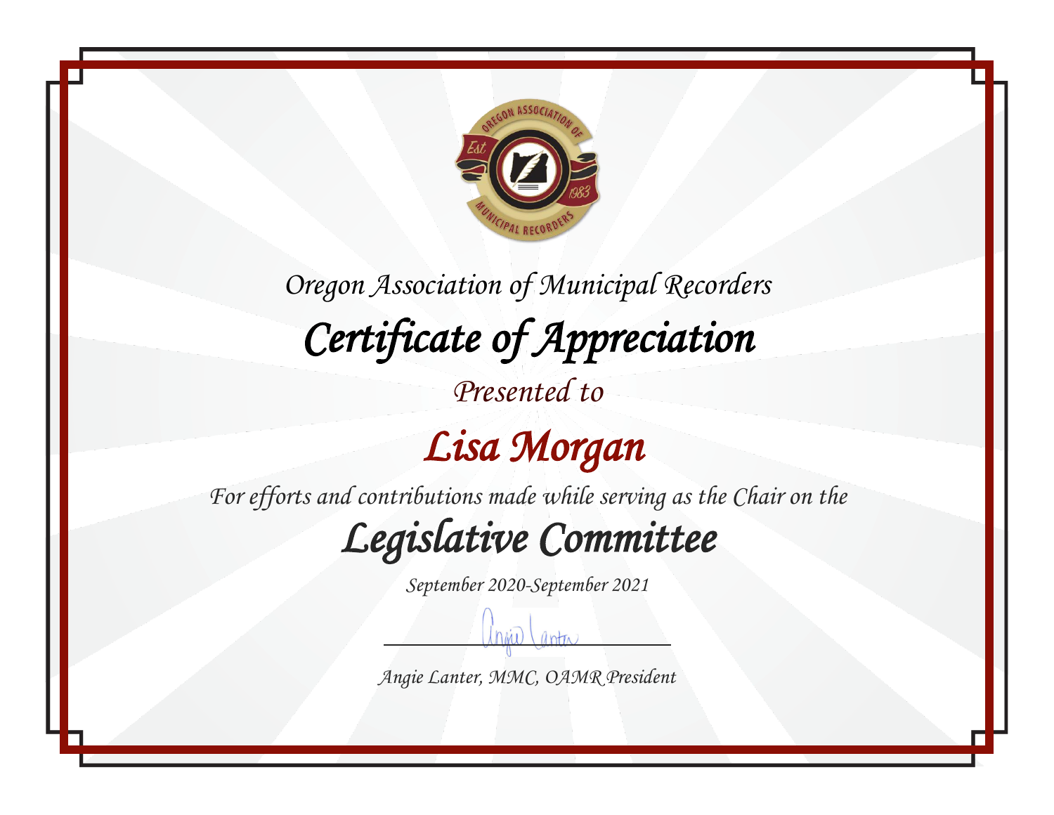Oregon Association of Municipal Recorders

# *Certificate of Appreciation*

*Presented to*

## *Lisa Morgan*

*For efforts and contributions made while serving as the Chair on the*

## *Legislative Committee*

*September 2020-September 2021*

*Angie Lanter, MMC, OAMR President*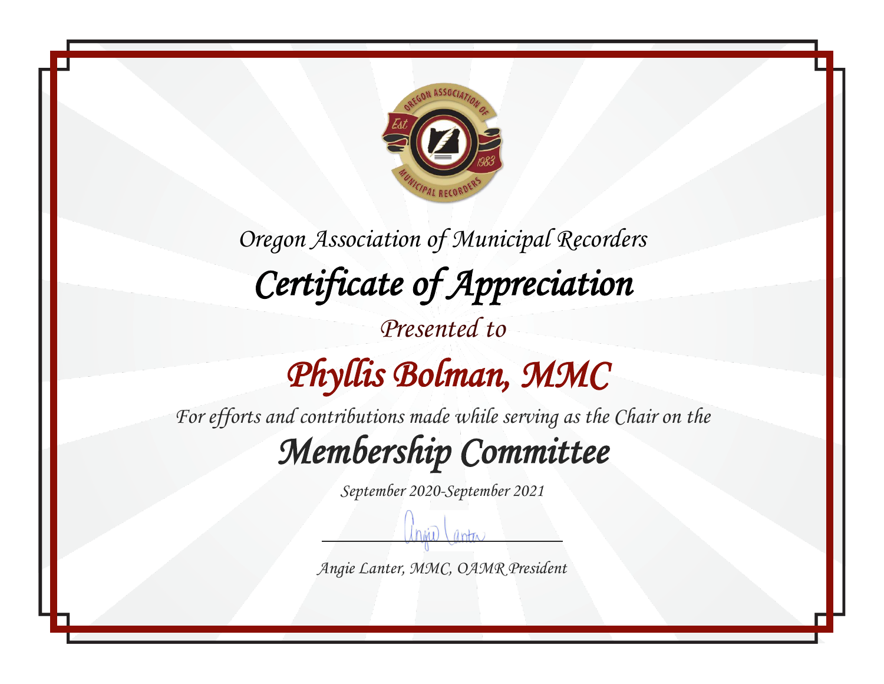*Oregon Association of Municipal Recorders*

# *Certificate of Appreciation*

*Presented to*

## *Phyllis Bolman, MMC*

*For efforts and contributions made while serving as the Chair on the*

## *Membership Committee*

*September 2020-September 2021*

*Angie Lanter, MMC, OAMR President*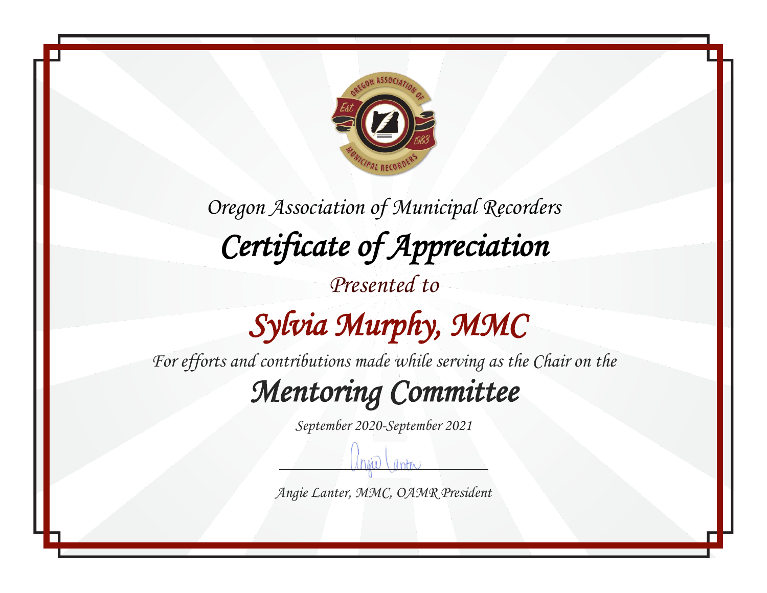Oregon Association of Municipal Recorders

# Certificate of Appreciation

Presented to

## Sylvia Murphy, MMC

For efforts and contributions made while serving as the Chair on the

## Mentoring Committee

September 2020-September 2021

Angie Lanter, MMC, OAMR President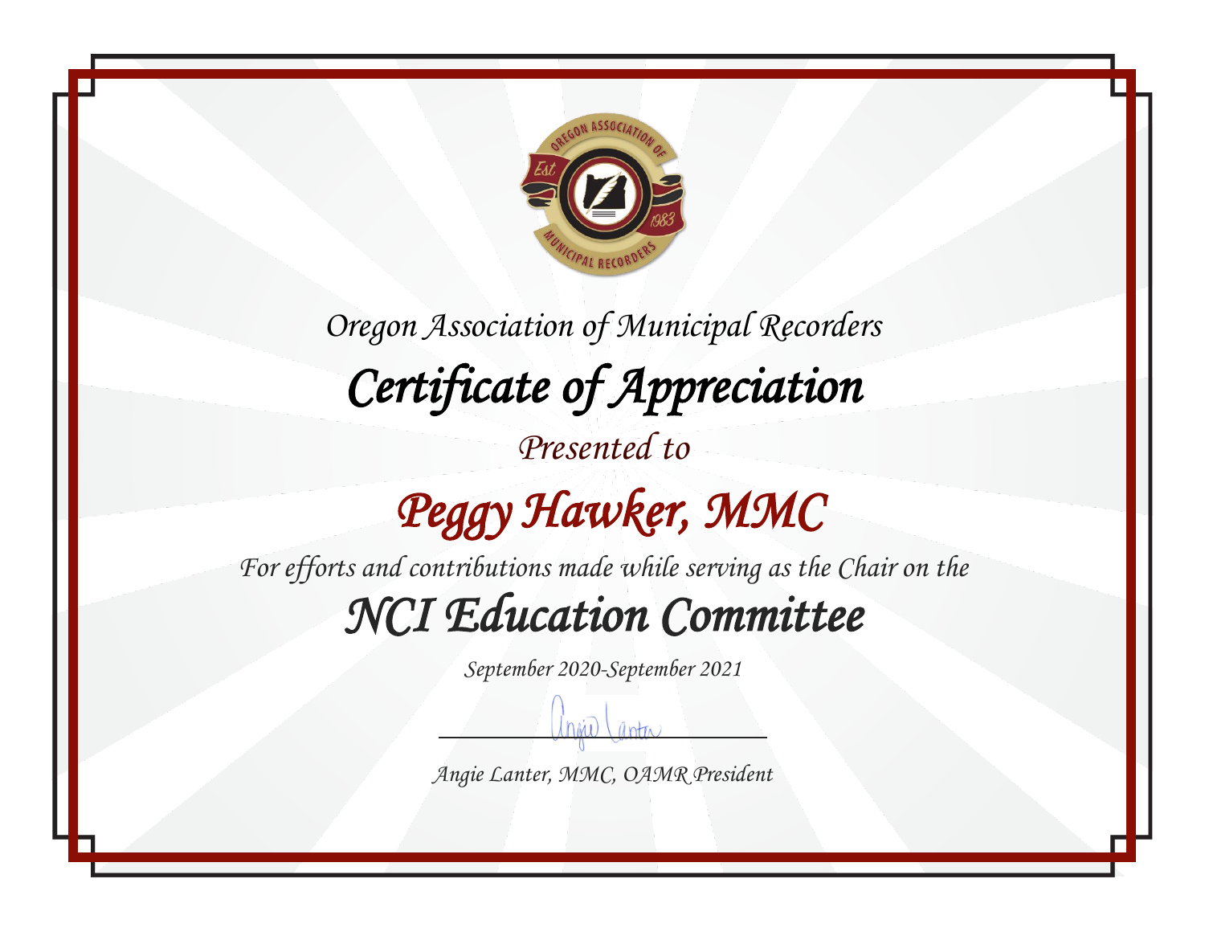*Oregon Association of Municipal Recorders*

# *Certificate of Appreciation*

*Presented to*

## *Peggy Hawker, MMC*

*For efforts and contributions made while serving as the Chair on the*

## *NCI Education Committee*

*September 2020-September 2021*

*Angie Lanter, MMC, OAMR President*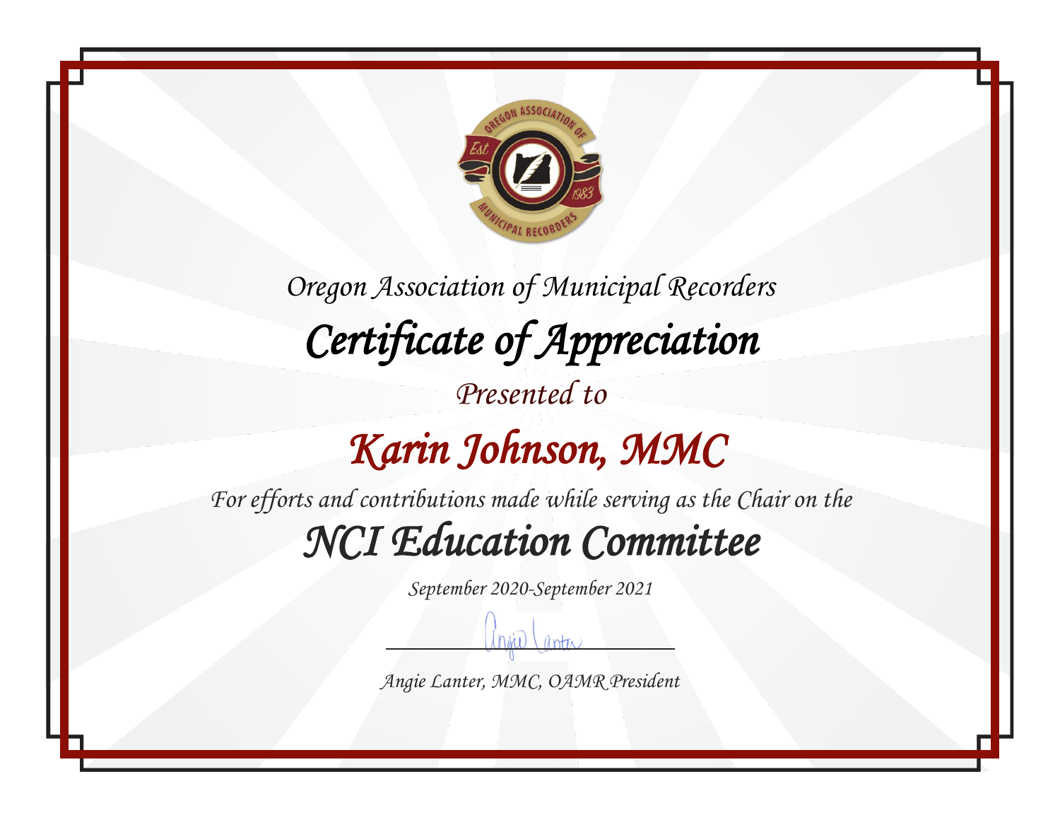*Oregon Association of Municipal Recorders*

# *Certificate of Appreciation*

*Presented to*

## *Karin Johnson, MMC*

*For efforts and contributions made while serving as the Chair on the*

## *NCI Education Committee*

*September 2020-September 2021*

*Angie Lanter, MMC, OAMR President*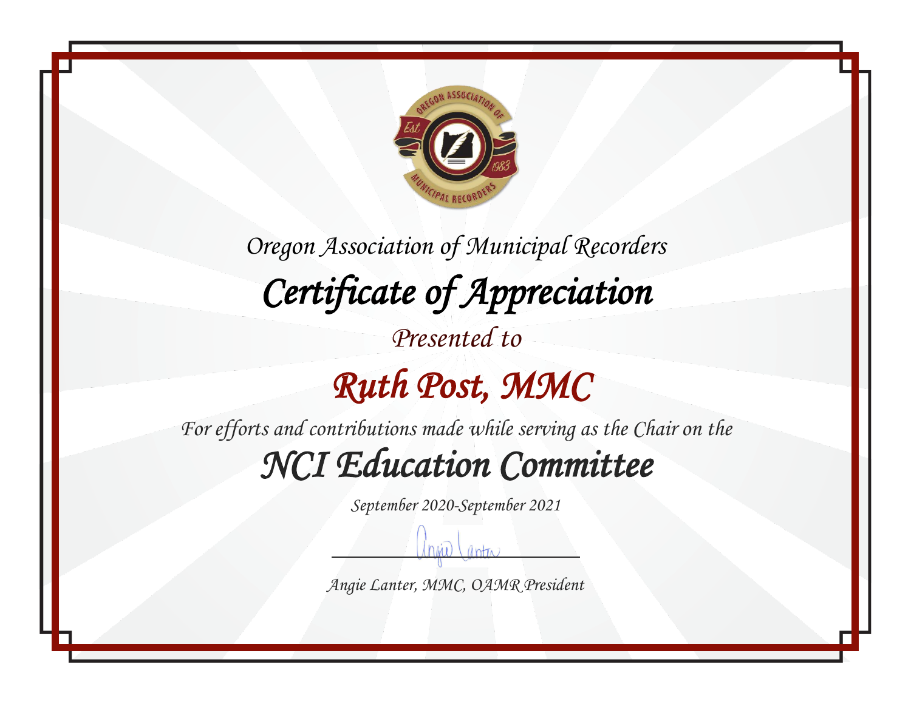Oregon Association of Municipal Recorders

# Certificate of Appreciation

Presented to

## Ruth Post, MMC

For efforts and contributions made while serving as the Chair on the

## NCI Education Committee

September 2020-September 2021

Angie Lanter, MMC, OAMR President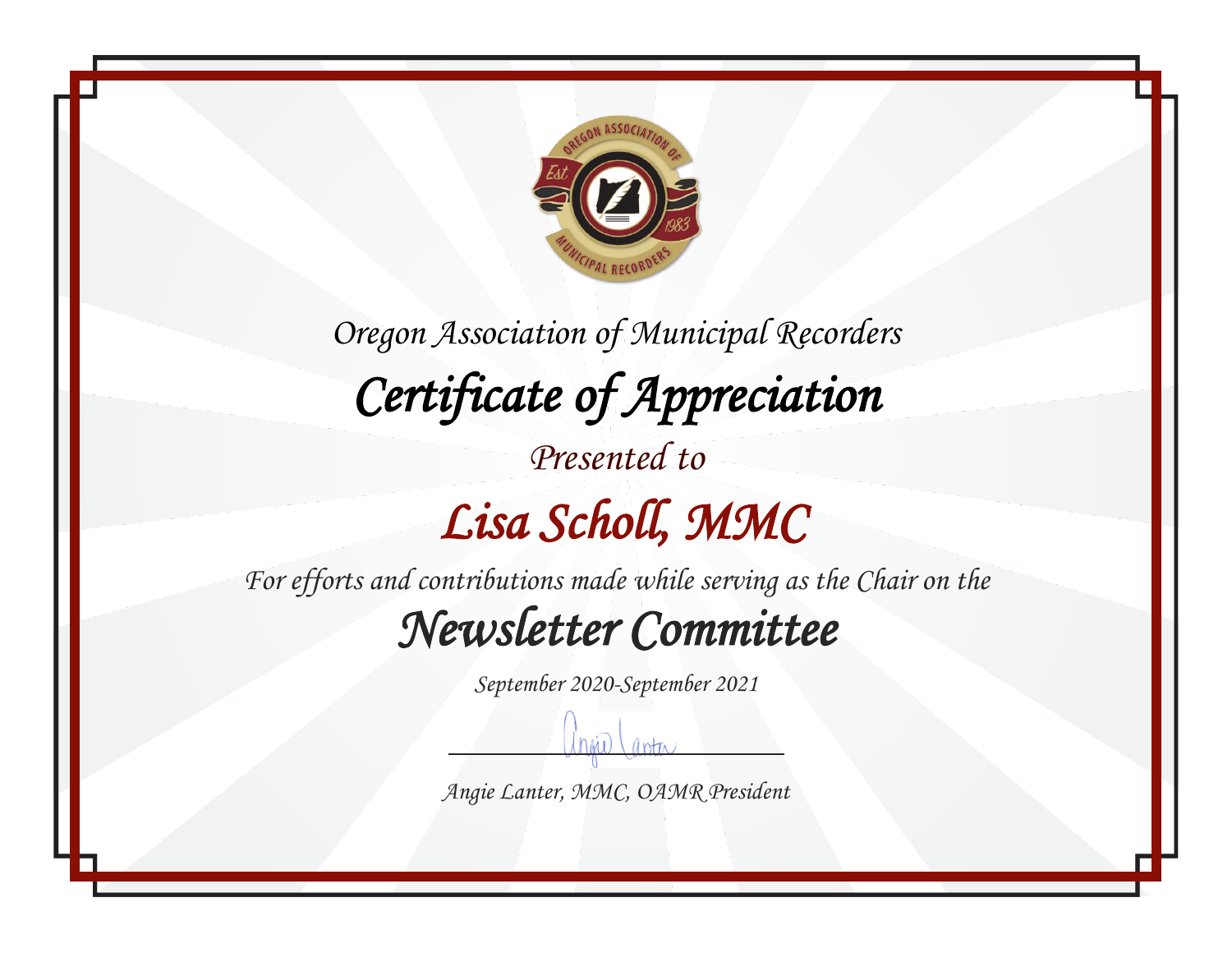Oregon Association of Municipal Recorders

# Certificate of Appreciation

Presented to

## Lisa Scholl, MMC

For efforts and contributions made while serving as the Chair on the

## Newsletter Committee

September 2020-September 2021

Angie Lanter, MMC, OAMR President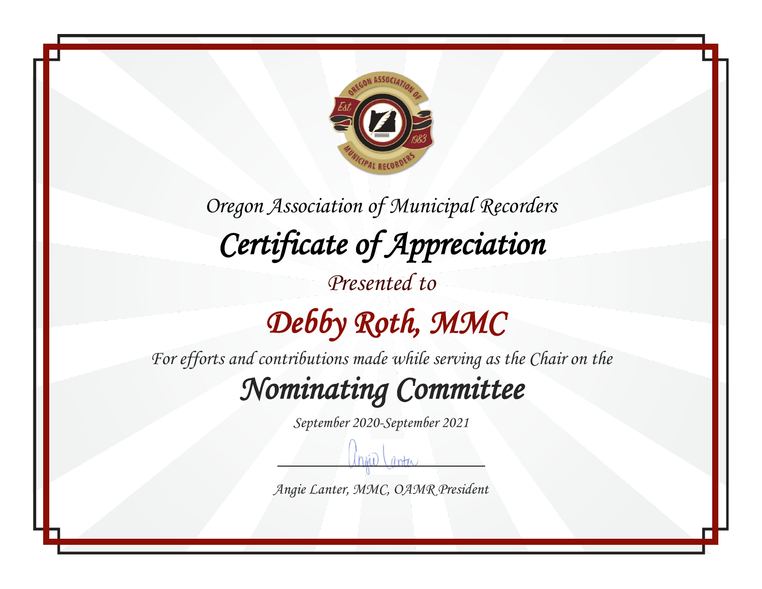Oregon Association of Municipal Recorders

# Certificate of Appreciation

Presented to

## Debby Roth, MMC

For efforts and contributions made while serving as the Chair on the

## Nominating Committee

September 2020-September 2021

Angie Lanter, MMC, OAMR President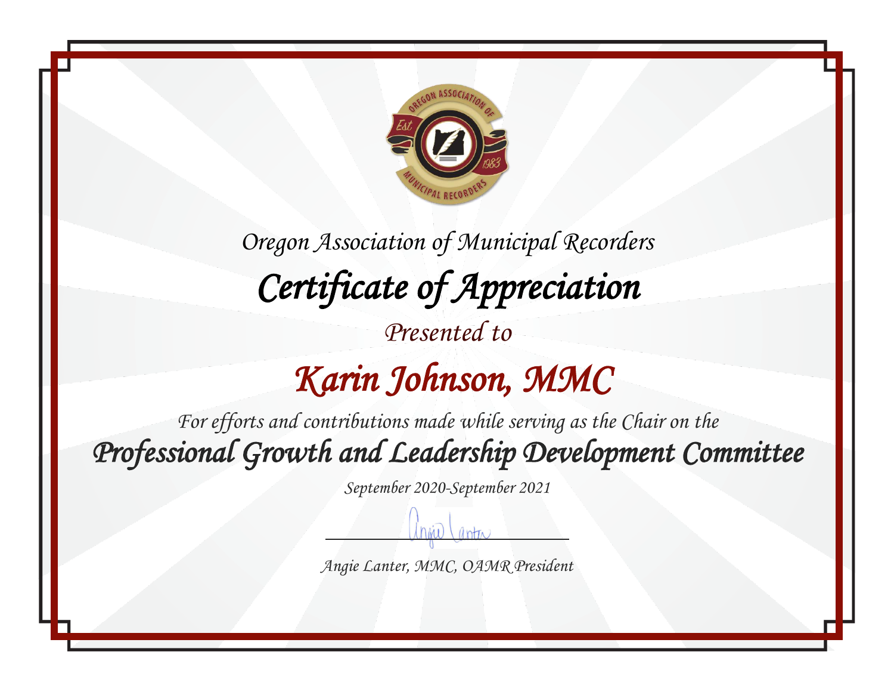Oregon Association of Municipal Recorders

# Certificate of Appreciation

Presented to

## Karin Johnson, MMC

For efforts and contributions made while serving as the Chair on the

## Professional Growth and Leadership Development Committee

September 2020-September 2021

Angie Lanter, MMC, OAMR President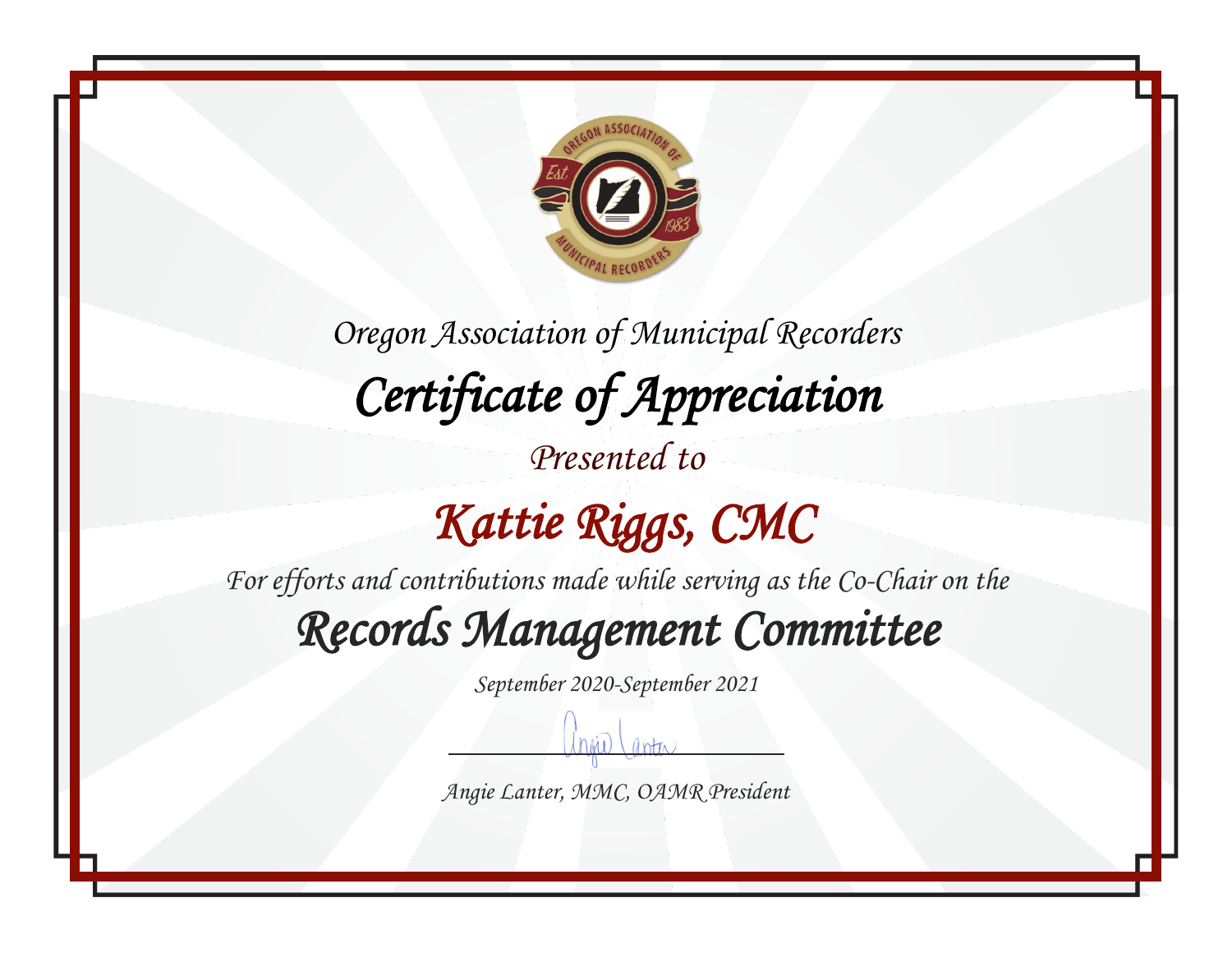*Oregon Association of Municipal Recorders*

# *Certificate of Appreciation*

*Presented to*

## *Kattie Riggs, CMC*

*For efforts and contributions made while serving as the Co-Chair on the*

## *Records Management Committee*

*September 2020-September 2021*

*Angie Lanter, MMC, OAMR President*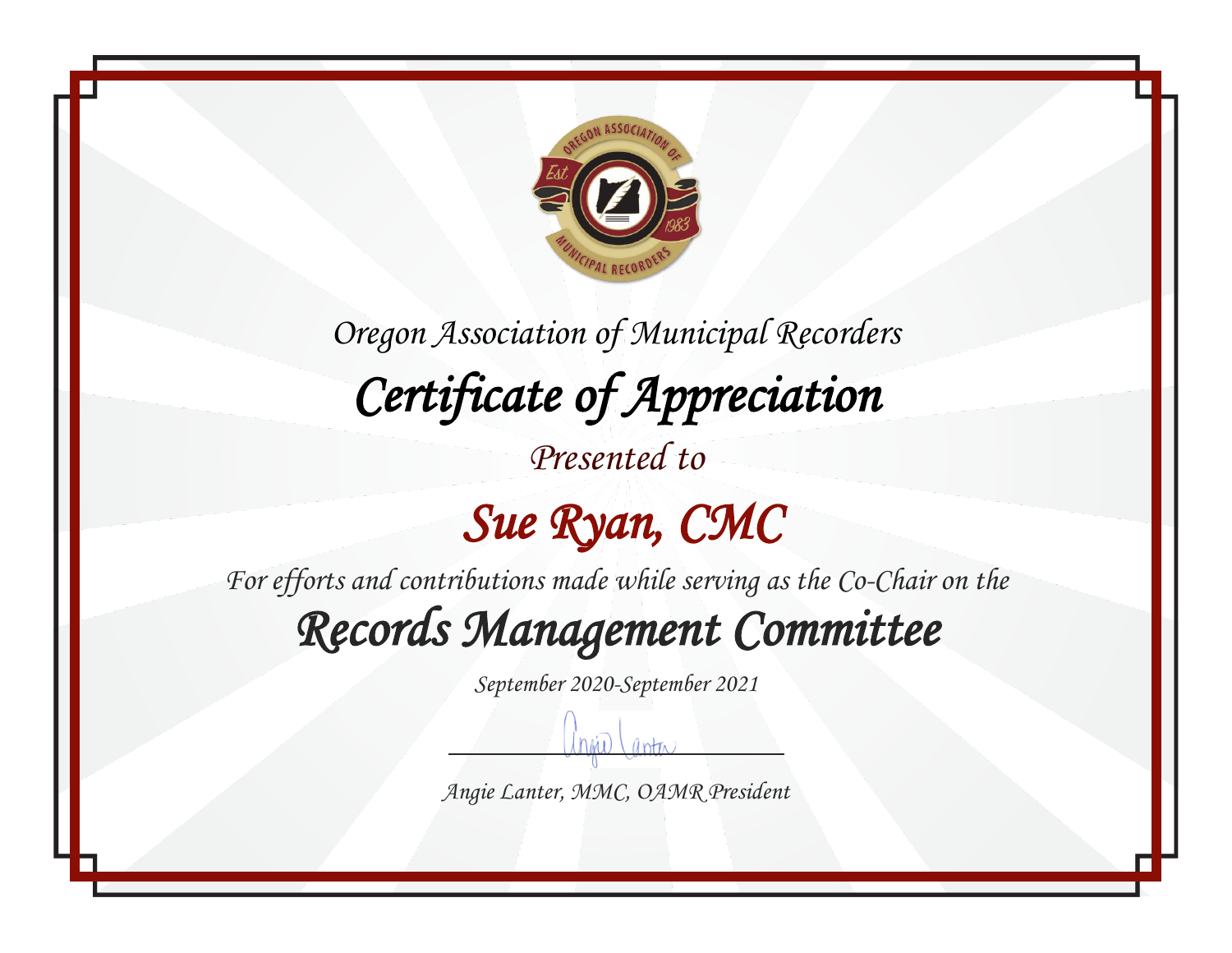Oregon Association of Municipal Recorders

# Certificate of Appreciation

Presented to

## Sue Ryan, CMC

For efforts and contributions made while serving as the Co-Chair on the

## Records Management Committee

September 2020-September 2021

Angie Lanter, MMC, OAMR President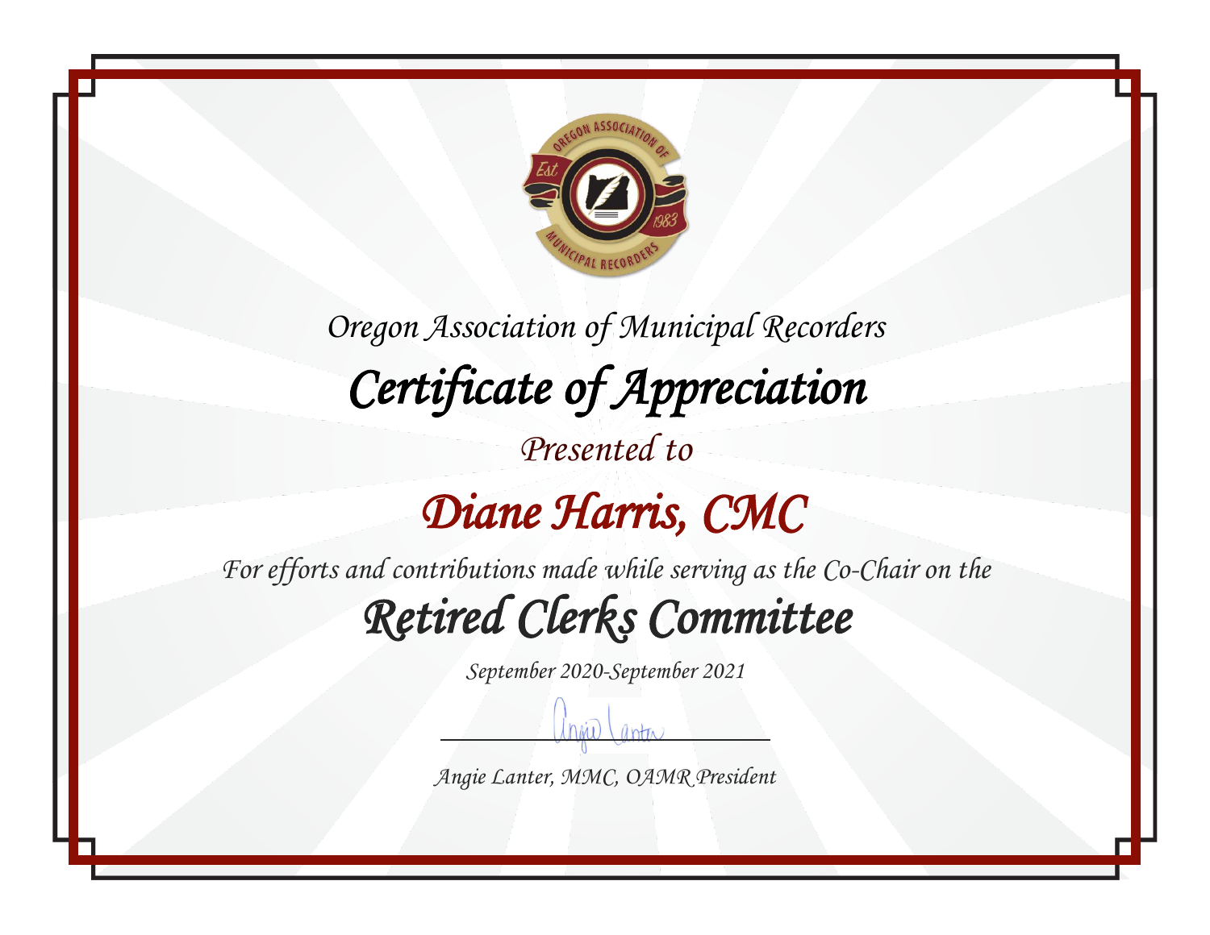Oregon Association of Municipal Recorders

# Certificate of Appreciation

Presented to

## Diane Harris, CMC

For efforts and contributions made while serving as the Co-Chair on the

## Retired Clerks Committee

September 2020-September 2021

Angie Lanter, MMC, OAMR President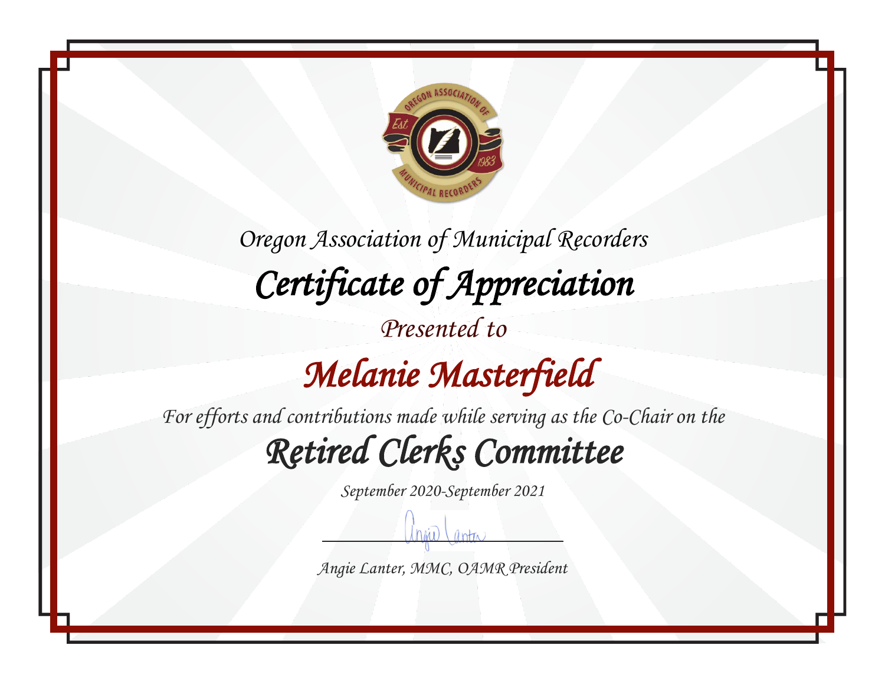Oregon Association of Municipal Recorders

# Certificate of Appreciation

Presented to

## Melanie Masterfield

For efforts and contributions made while serving as the Co-Chair on the

## Retired Clerks Committee

September 2020-September 2021

Angie Lanter, MMC, OAMR President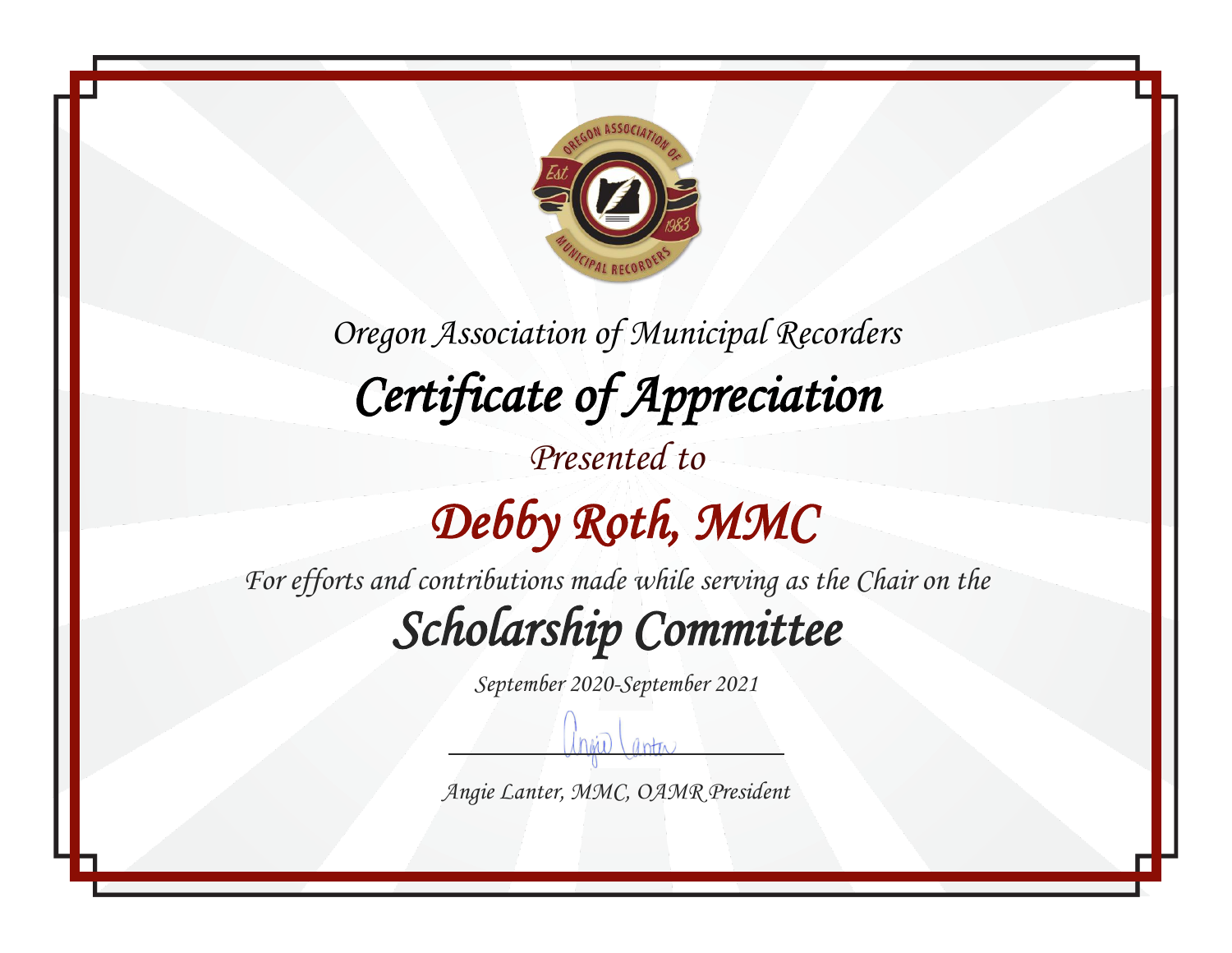Oregon Association of Municipal Recorders

# Certificate of Appreciation

Presented to

## Debby Roth, MMC

For efforts and contributions made while serving as the Chair on the

## Scholarship Committee

September 2020-September 2021

Angie Lanter, MMC, OAMR President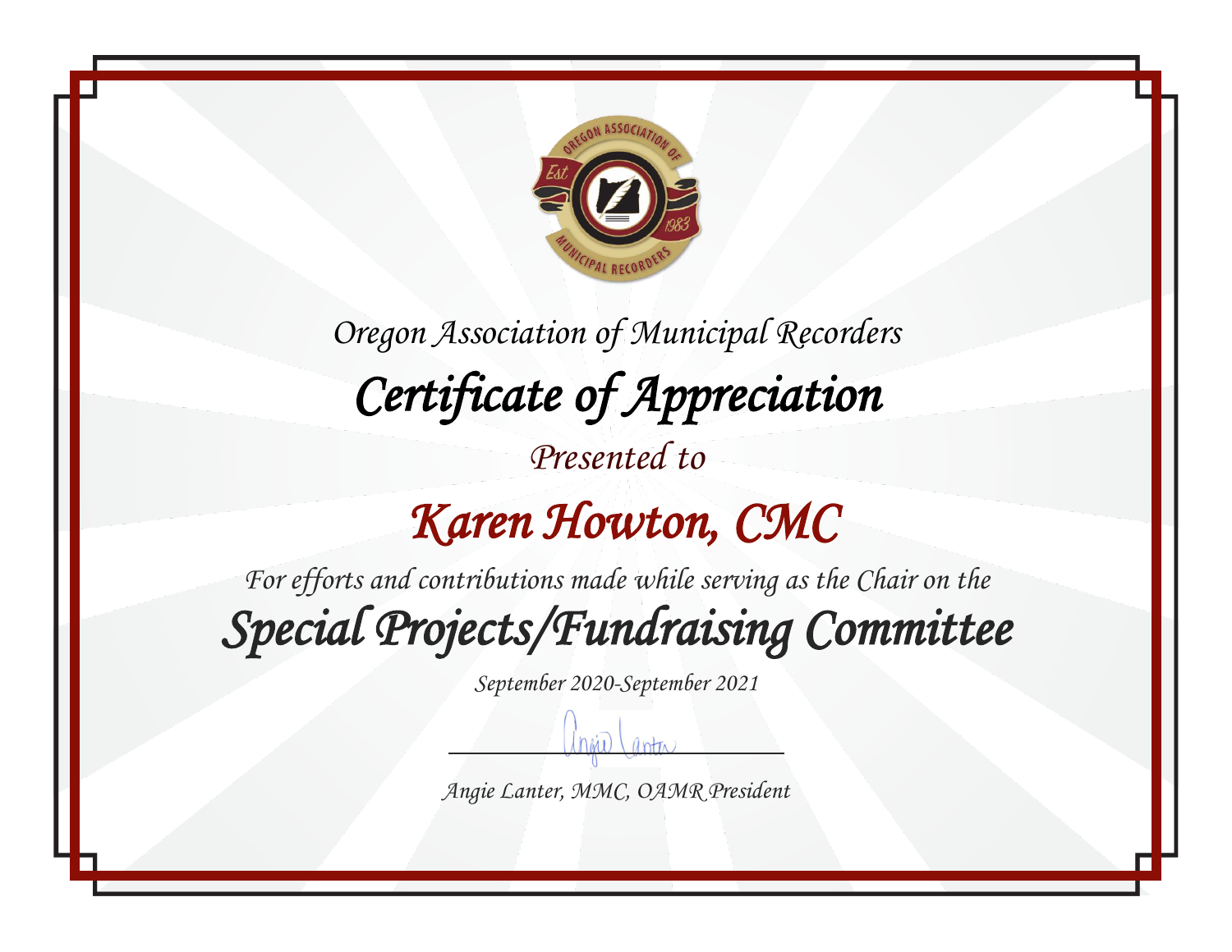Oregon Association of Municipal Recorders

# Certificate of Appreciation

Presented to

## Karen Howton, CMC

For efforts and contributions made while serving as the Chair on the

## Special Projects/Fundraising Committee

September 2020-September 2021

Angie Lanter, MMC, OAMR President